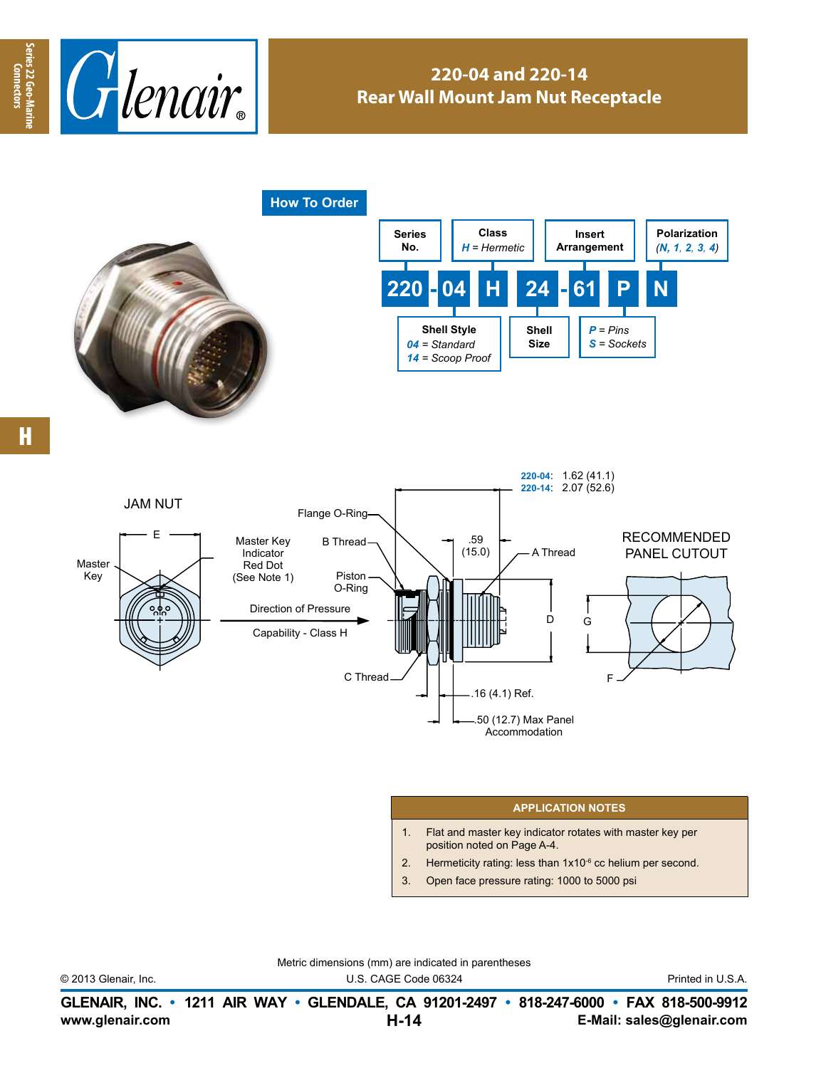# 220-04 and 220-14
## Rear Wall Mount Jam Nut Receptacle

### How To Order

**220 - 04 H 24 - 61 P N**

- **Series No.**: 220
- **Shell Style**: *04* = *Standard*; *14* = *Scoop Proof*
- **Class**: *H* = *Hermetic*
- **Shell Size**: 24
- **Insert Arrangement**: 61
- *P* = *Pins*; *S* = *Sockets*
- **Polarization** (*N*, *1*, *2*, *3*, *4*)

JAM NUT

E

Master Key

Master Key Indicator Red Dot (See Note 1)

Flange O-Ring

B Thread

Piston O-Ring

Direction of Pressure

Capability - Class H

C Thread

**220-04**: 1.62 (41.1)
**220-14**: 2.07 (52.6)

.59 (15.0)

A Thread

D

.16 (4.1) Ref.

.50 (12.7) Max Panel Accommodation

RECOMMENDED PANEL CUTOUT

G

F

| APPLICATION NOTES |
|---|
| 1. Flat and master key indicator rotates with master key per position noted on Page A-4. |
| 2. Hermeticity rating: less than $1 \times 10^{-6}$ cc helium per second. |
| 3. Open face pressure rating: 1000 to 5000 psi |

Metric dimensions (mm) are indicated in parentheses

© 2013 Glenair, Inc. U.S. CAGE Code 06324 Printed in U.S.A.

**GLENAIR, INC. • 1211 AIR WAY • GLENDALE, CA 91201-2497 • 818-247-6000 • FAX 818-500-9912**
**www.glenair.com** **E-Mail: sales@glenair.com**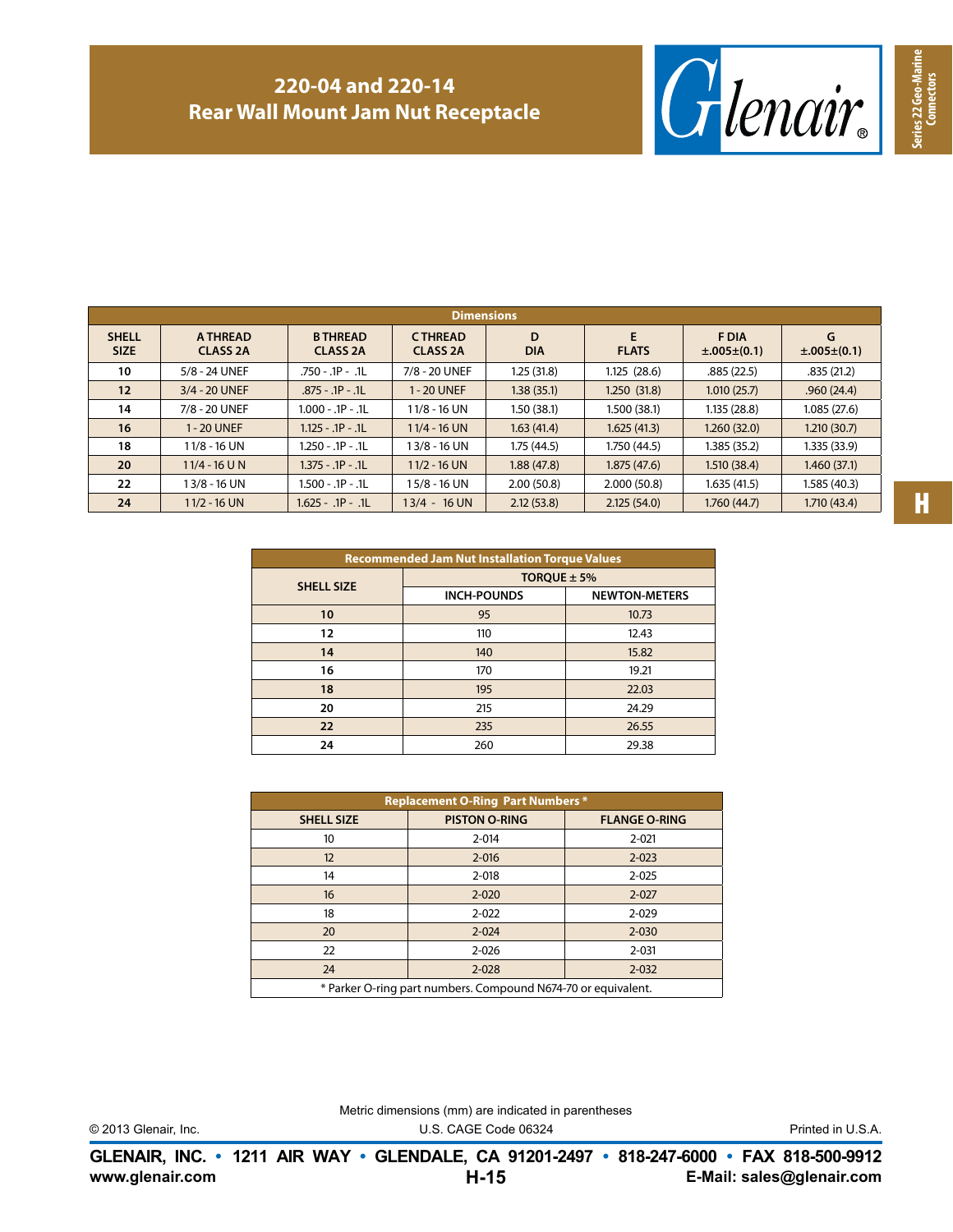# 220-04 and 220-14
## Rear Wall Mount Jam Nut Receptacle

| Dimensions | | | | | | | |
|---|---|---|---|---|---|---|---|
| SHELL SIZE | A THREAD CLASS 2A | B THREAD CLASS 2A | C THREAD CLASS 2A | D DIA | E FLATS | F DIA ±.005±(0.1) | G ±.005±(0.1) |
| 10 | 5/8 - 24 UNEF | .750 - .1P - .1L | 7/8 - 20 UNEF | 1.25 (31.8) | 1.125 (28.6) | .885 (22.5) | .835 (21.2) |
| 12 | 3/4 - 20 UNEF | .875 - .1P - .1L | 1 - 20 UNEF | 1.38 (35.1) | 1.250 (31.8) | 1.010 (25.7) | .960 (24.4) |
| 14 | 7/8 - 20 UNEF | 1.000 - .1P - .1L | 1 1/8 - 16 UN | 1.50 (38.1) | 1.500 (38.1) | 1.135 (28.8) | 1.085 (27.6) |
| 16 | 1 - 20 UNEF | 1.125 - .1P - .1L | 1 1/4 - 16 UN | 1.63 (41.4) | 1.625 (41.3) | 1.260 (32.0) | 1.210 (30.7) |
| 18 | 1 1/8 - 16 UN | 1.250 - .1P - .1L | 1 3/8 - 16 UN | 1.75 (44.5) | 1.750 (44.5) | 1.385 (35.2) | 1.335 (33.9) |
| 20 | 1 1/4 - 16 U N | 1.375 - .1P - .1L | 1 1/2 - 16 UN | 1.88 (47.8) | 1.875 (47.6) | 1.510 (38.4) | 1.460 (37.1) |
| 22 | 1 3/8 - 16 UN | 1.500 - .1P - .1L | 1 5/8 - 16 UN | 2.00 (50.8) | 2.000 (50.8) | 1.635 (41.5) | 1.585 (40.3) |
| 24 | 1 1/2 - 16 UN | 1.625 - .1P - .1L | 1 3/4 - 16 UN | 2.12 (53.8) | 2.125 (54.0) | 1.760 (44.7) | 1.710 (43.4) |

| Recommended Jam Nut Installation Torque Values | | |
|---|---|---|
| SHELL SIZE | TORQUE ± 5% | |
| | INCH-POUNDS | NEWTON-METERS |
| 10 | 95 | 10.73 |
| 12 | 110 | 12.43 |
| 14 | 140 | 15.82 |
| 16 | 170 | 19.21 |
| 18 | 195 | 22.03 |
| 20 | 215 | 24.29 |
| 22 | 235 | 26.55 |
| 24 | 260 | 29.38 |

| Replacement O-Ring Part Numbers * | | |
|---|---|---|
| SHELL SIZE | PISTON O-RING | FLANGE O-RING |
| 10 | 2-014 | 2-021 |
| 12 | 2-016 | 2-023 |
| 14 | 2-018 | 2-025 |
| 16 | 2-020 | 2-027 |
| 18 | 2-022 | 2-029 |
| 20 | 2-024 | 2-030 |
| 22 | 2-026 | 2-031 |
| 24 | 2-028 | 2-032 |
| * Parker O-ring part numbers. Compound N674-70 or equivalent. | | |

Metric dimensions (mm) are indicated in parentheses